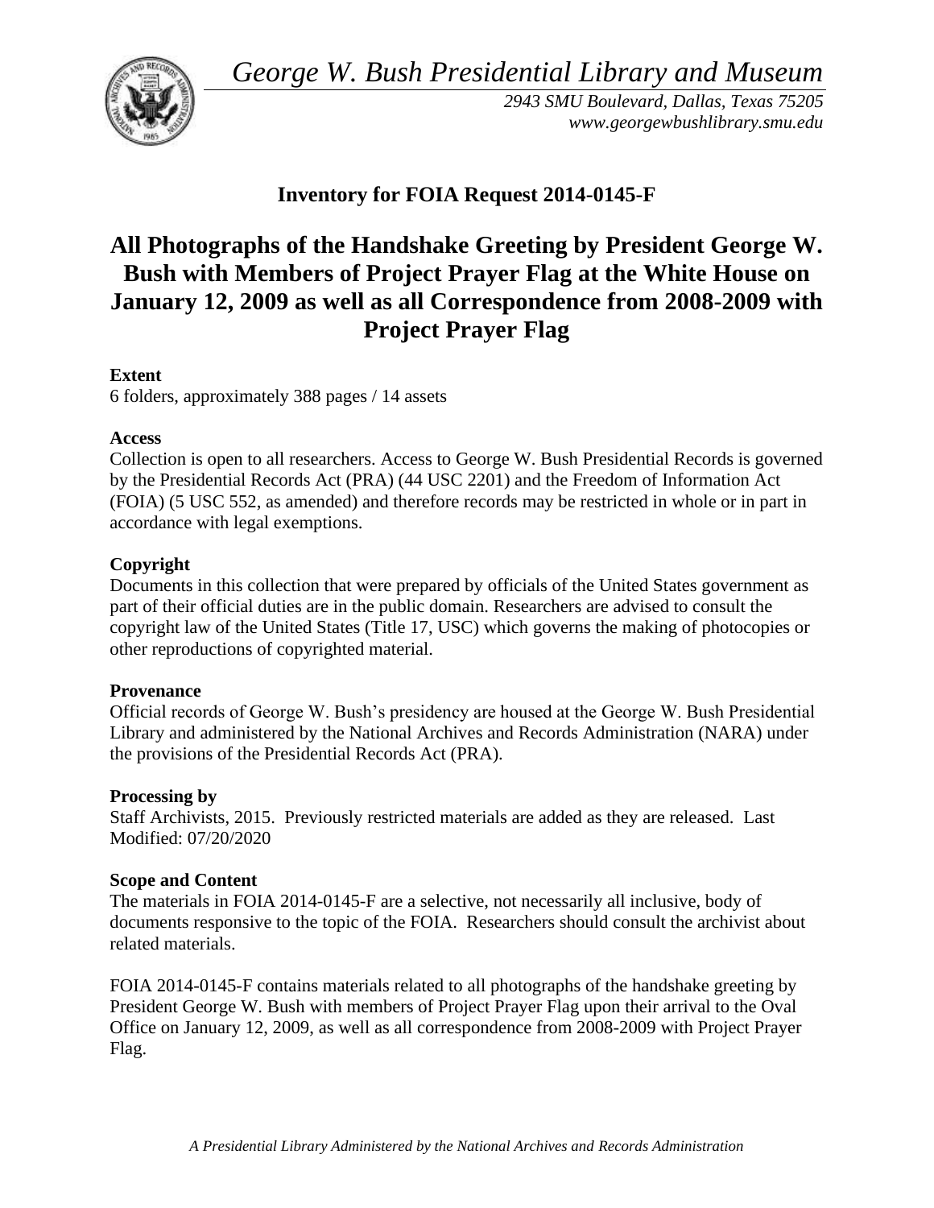*George W. Bush Presidential Library and Museum*

*2943 SMU Boulevard, Dallas, Texas 75205*
*www.georgewbushlibrary.smu.edu*

## Inventory for FOIA Request 2014-0145-F

# All Photographs of the Handshake Greeting by President George W. Bush with Members of Project Prayer Flag at the White House on January 12, 2009 as well as all Correspondence from 2008-2009 with Project Prayer Flag

**Extent**

6 folders, approximately 388 pages / 14 assets

**Access**

Collection is open to all researchers. Access to George W. Bush Presidential Records is governed by the Presidential Records Act (PRA) (44 USC 2201) and the Freedom of Information Act (FOIA) (5 USC 552, as amended) and therefore records may be restricted in whole or in part in accordance with legal exemptions.

**Copyright**

Documents in this collection that were prepared by officials of the United States government as part of their official duties are in the public domain. Researchers are advised to consult the copyright law of the United States (Title 17, USC) which governs the making of photocopies or other reproductions of copyrighted material.

**Provenance**

Official records of George W. Bush's presidency are housed at the George W. Bush Presidential Library and administered by the National Archives and Records Administration (NARA) under the provisions of the Presidential Records Act (PRA).

**Processing by**

Staff Archivists, 2015. Previously restricted materials are added as they are released. Last Modified: 07/20/2020

**Scope and Content**

The materials in FOIA 2014-0145-F are a selective, not necessarily all inclusive, body of documents responsive to the topic of the FOIA. Researchers should consult the archivist about related materials.

FOIA 2014-0145-F contains materials related to all photographs of the handshake greeting by President George W. Bush with members of Project Prayer Flag upon their arrival to the Oval Office on January 12, 2009, as well as all correspondence from 2008-2009 with Project Prayer Flag.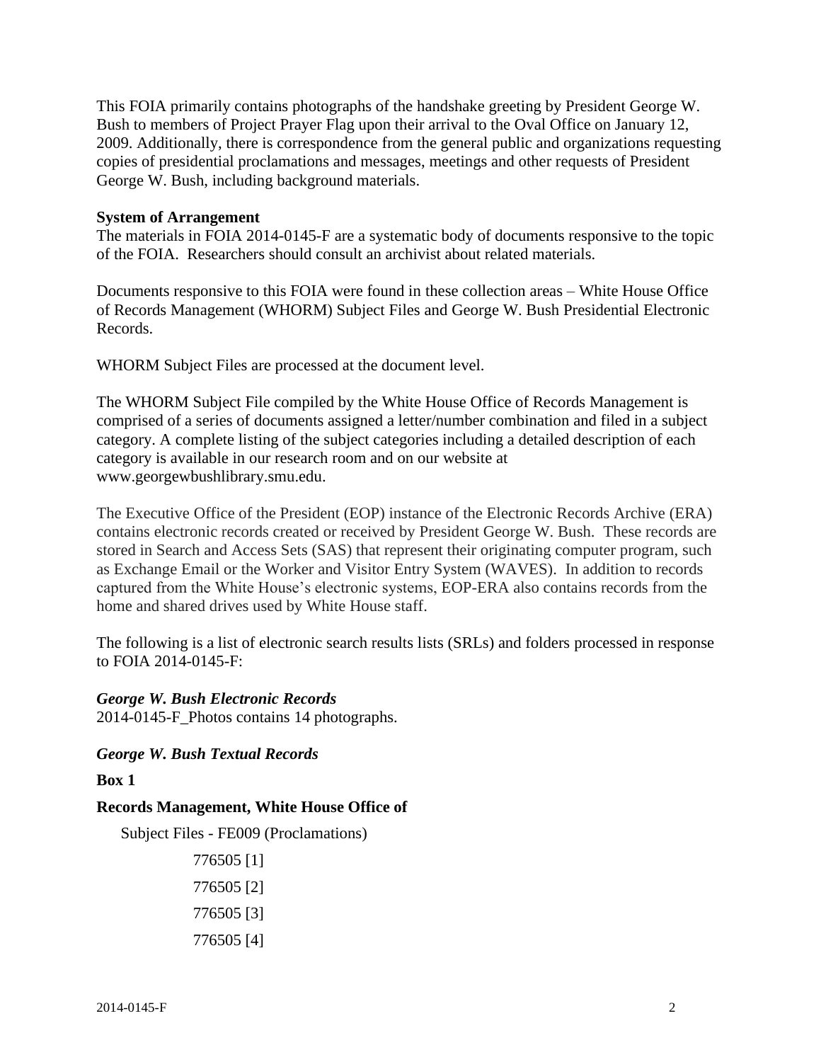This FOIA primarily contains photographs of the handshake greeting by President George W. Bush to members of Project Prayer Flag upon their arrival to the Oval Office on January 12, 2009. Additionally, there is correspondence from the general public and organizations requesting copies of presidential proclamations and messages, meetings and other requests of President George W. Bush, including background materials.

**System of Arrangement**
The materials in FOIA 2014-0145-F are a systematic body of documents responsive to the topic of the FOIA. Researchers should consult an archivist about related materials.

Documents responsive to this FOIA were found in these collection areas – White House Office of Records Management (WHORM) Subject Files and George W. Bush Presidential Electronic Records.

WHORM Subject Files are processed at the document level.

The WHORM Subject File compiled by the White House Office of Records Management is comprised of a series of documents assigned a letter/number combination and filed in a subject category. A complete listing of the subject categories including a detailed description of each category is available in our research room and on our website at www.georgewbushlibrary.smu.edu.

The Executive Office of the President (EOP) instance of the Electronic Records Archive (ERA) contains electronic records created or received by President George W. Bush. These records are stored in Search and Access Sets (SAS) that represent their originating computer program, such as Exchange Email or the Worker and Visitor Entry System (WAVES). In addition to records captured from the White House's electronic systems, EOP-ERA also contains records from the home and shared drives used by White House staff.

The following is a list of electronic search results lists (SRLs) and folders processed in response to FOIA 2014-0145-F:

***George W. Bush Electronic Records***
2014-0145-F_Photos contains 14 photographs.

***George W. Bush Textual Records***

**Box 1**

**Records Management, White House Office of**

Subject Files - FE009 (Proclamations)

776505 [1]

776505 [2]

776505 [3]

776505 [4]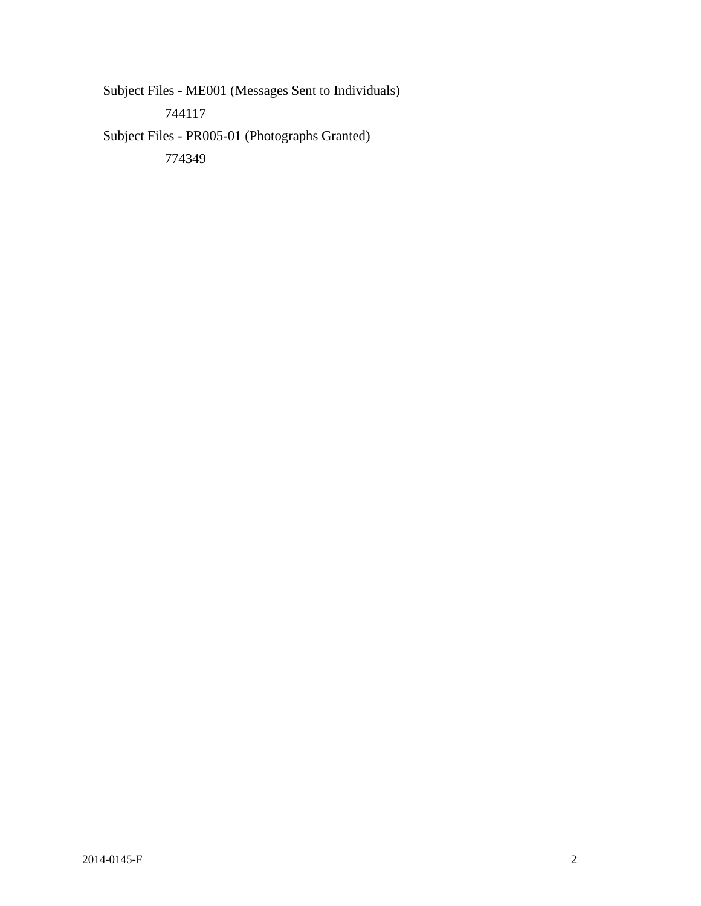Subject Files - ME001 (Messages Sent to Individuals)

744117

Subject Files - PR005-01 (Photographs Granted)

774349